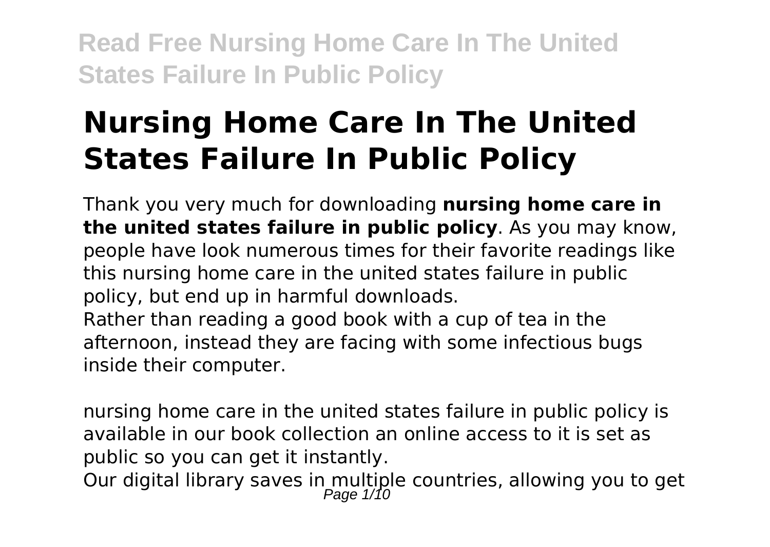# Nursing Home Care In The United States Failure In Public Policy

Thank you very much for downloading **nursing home care in the united states failure in public policy**. As you may know, people have look numerous times for their favorite readings like this nursing home care in the united states failure in public policy, but end up in harmful downloads.

Rather than reading a good book with a cup of tea in the afternoon, instead they are facing with some infectious bugs inside their computer.

nursing home care in the united states failure in public policy is available in our book collection an online access to it is set as public so you can get it instantly.

Our digital library saves in multiple countries, allowing you to get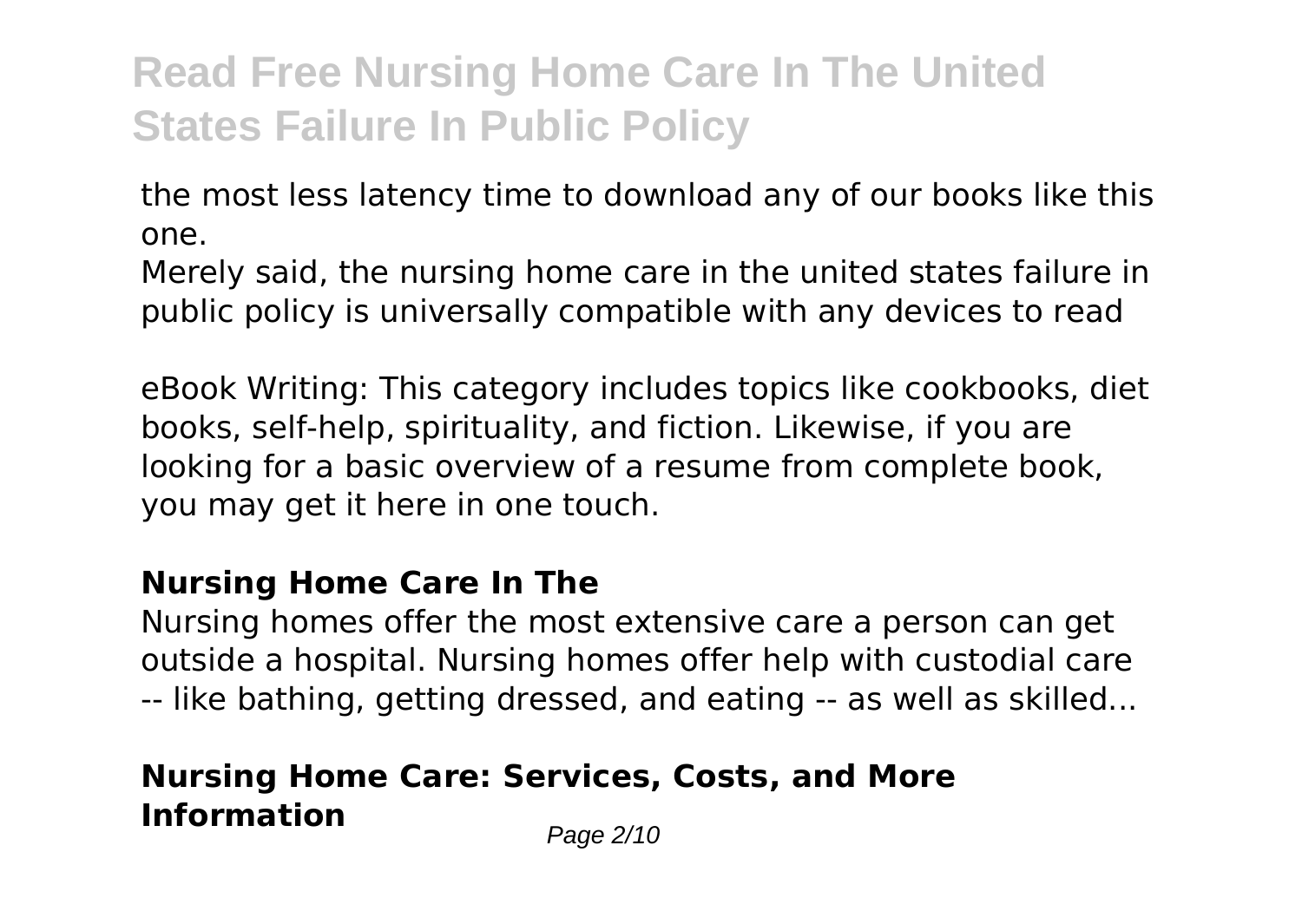the most less latency time to download any of our books like this one.

Merely said, the nursing home care in the united states failure in public policy is universally compatible with any devices to read

eBook Writing: This category includes topics like cookbooks, diet books, self-help, spirituality, and fiction. Likewise, if you are looking for a basic overview of a resume from complete book, you may get it here in one touch.

### Nursing Home Care In The

Nursing homes offer the most extensive care a person can get outside a hospital. Nursing homes offer help with custodial care -- like bathing, getting dressed, and eating -- as well as skilled...

## Nursing Home Care: Services, Costs, and More Information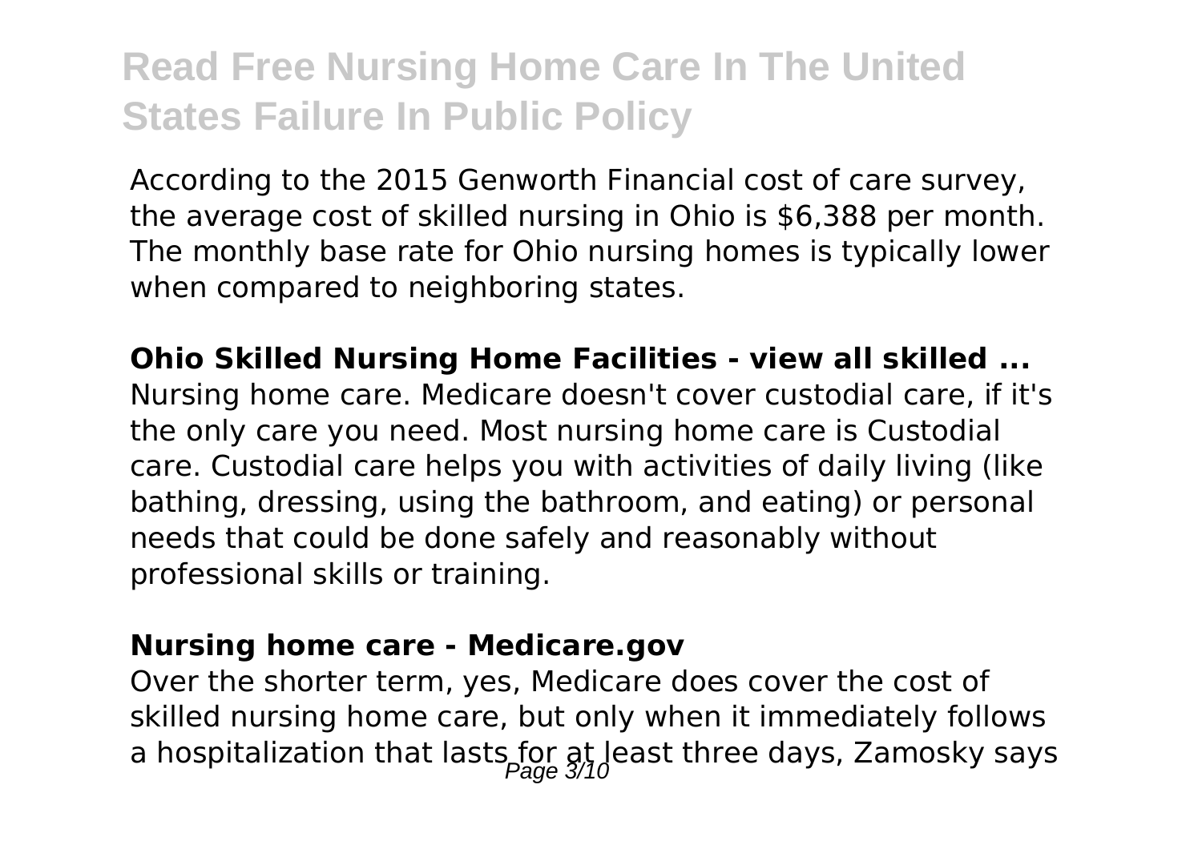According to the 2015 Genworth Financial cost of care survey, the average cost of skilled nursing in Ohio is $6,388 per month. The monthly base rate for Ohio nursing homes is typically lower when compared to neighboring states.

**Ohio Skilled Nursing Home Facilities - view all skilled ...**

Nursing home care. Medicare doesn't cover custodial care, if it's the only care you need. Most nursing home care is Custodial care. Custodial care helps you with activities of daily living (like bathing, dressing, using the bathroom, and eating) or personal needs that could be done safely and reasonably without professional skills or training.

**Nursing home care - Medicare.gov**

Over the shorter term, yes, Medicare does cover the cost of skilled nursing home care, but only when it immediately follows a hospitalization that lasts for at least three days, Zamosky says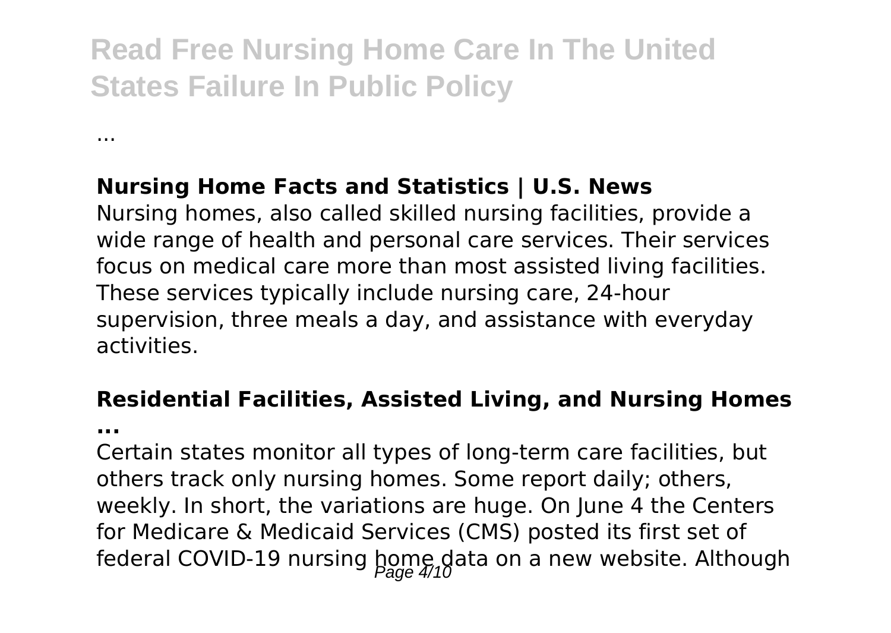...

**Nursing Home Facts and Statistics | U.S. News**

Nursing homes, also called skilled nursing facilities, provide a wide range of health and personal care services. Their services focus on medical care more than most assisted living facilities. These services typically include nursing care, 24-hour supervision, three meals a day, and assistance with everyday activities.

**Residential Facilities, Assisted Living, and Nursing Homes ...**

Certain states monitor all types of long-term care facilities, but others track only nursing homes. Some report daily; others, weekly. In short, the variations are huge. On June 4 the Centers for Medicare & Medicaid Services (CMS) posted its first set of federal COVID-19 nursing home data on a new website. Although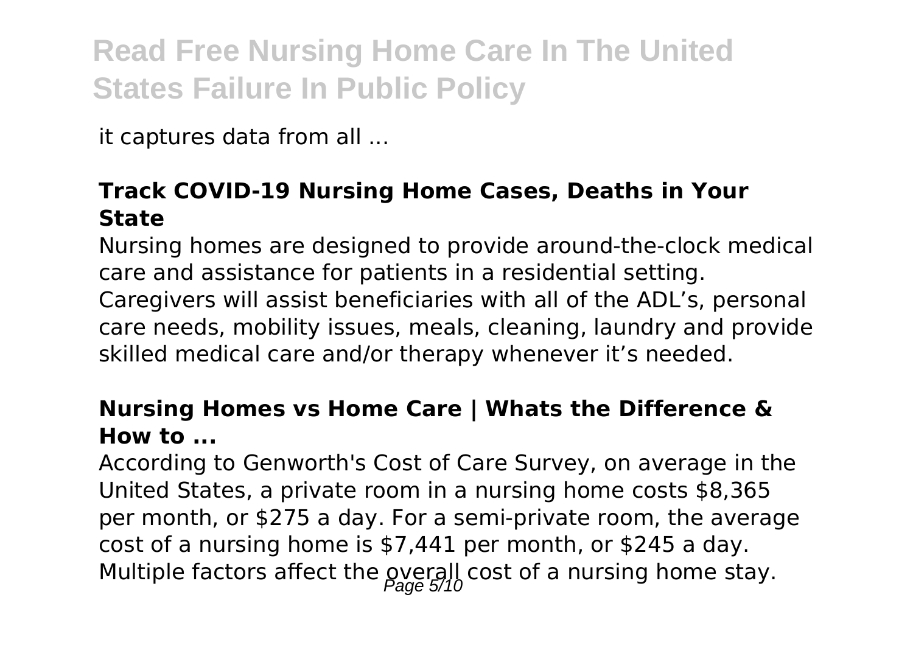it captures data from all ...

### Track COVID-19 Nursing Home Cases, Deaths in Your State

Nursing homes are designed to provide around-the-clock medical care and assistance for patients in a residential setting. Caregivers will assist beneficiaries with all of the ADL's, personal care needs, mobility issues, meals, cleaning, laundry and provide skilled medical care and/or therapy whenever it's needed.

### Nursing Homes vs Home Care | Whats the Difference & How to ...

According to Genworth's Cost of Care Survey, on average in the United States, a private room in a nursing home costs $8,365 per month, or $275 a day. For a semi-private room, the average cost of a nursing home is $7,441 per month, or $245 a day. Multiple factors affect the overall cost of a nursing home stay.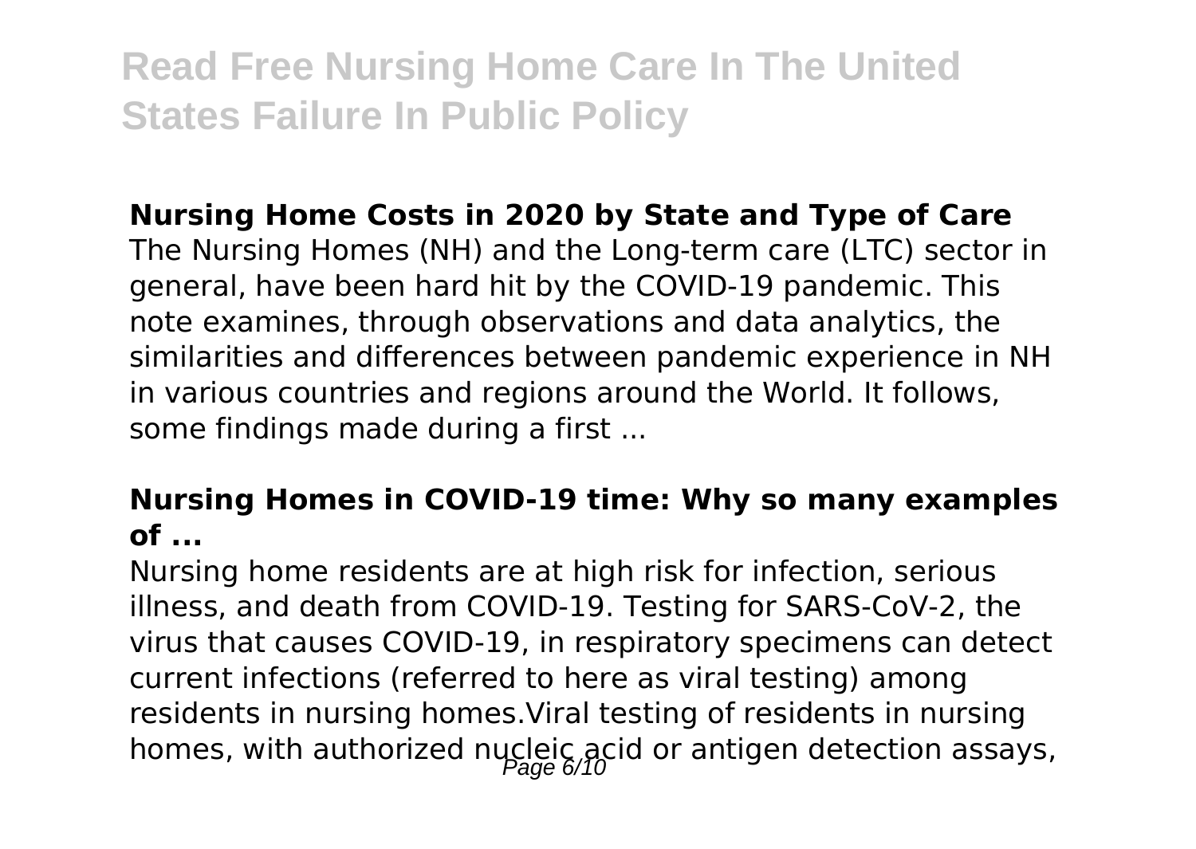### Nursing Home Costs in 2020 by State and Type of Care

The Nursing Homes (NH) and the Long-term care (LTC) sector in general, have been hard hit by the COVID-19 pandemic. This note examines, through observations and data analytics, the similarities and differences between pandemic experience in NH in various countries and regions around the World. It follows, some findings made during a first ...

### Nursing Homes in COVID-19 time: Why so many examples of ...

Nursing home residents are at high risk for infection, serious illness, and death from COVID-19. Testing for SARS-CoV-2, the virus that causes COVID-19, in respiratory specimens can detect current infections (referred to here as viral testing) among residents in nursing homes.Viral testing of residents in nursing homes, with authorized nucleic acid or antigen detection assays,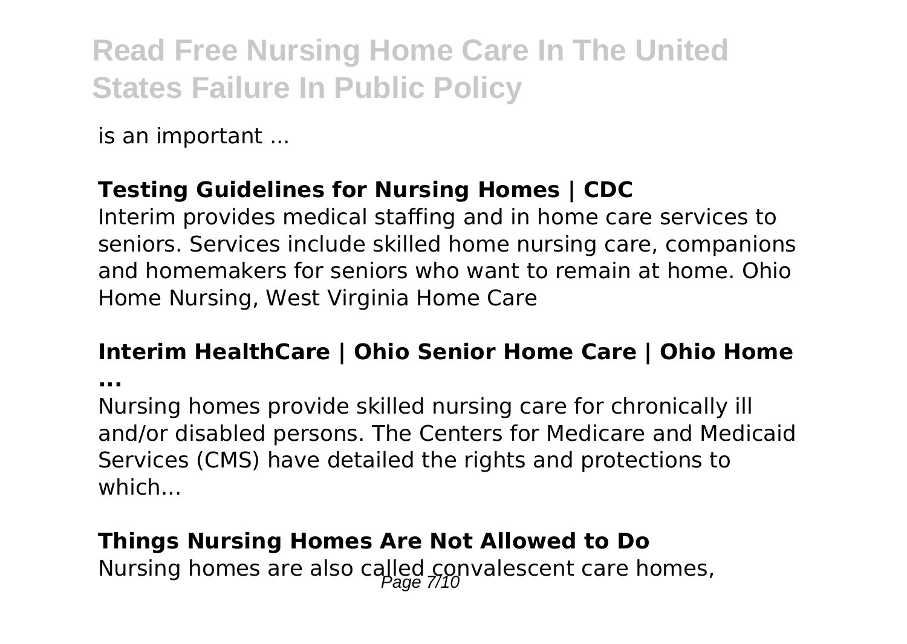is an important ...

**Testing Guidelines for Nursing Homes | CDC**

Interim provides medical staffing and in home care services to seniors. Services include skilled home nursing care, companions and homemakers for seniors who want to remain at home. Ohio Home Nursing, West Virginia Home Care

**Interim HealthCare | Ohio Senior Home Care | Ohio Home ...**

Nursing homes provide skilled nursing care for chronically ill and/or disabled persons. The Centers for Medicare and Medicaid Services (CMS) have detailed the rights and protections to which...

**Things Nursing Homes Are Not Allowed to Do**

Nursing homes are also called convalescent care homes,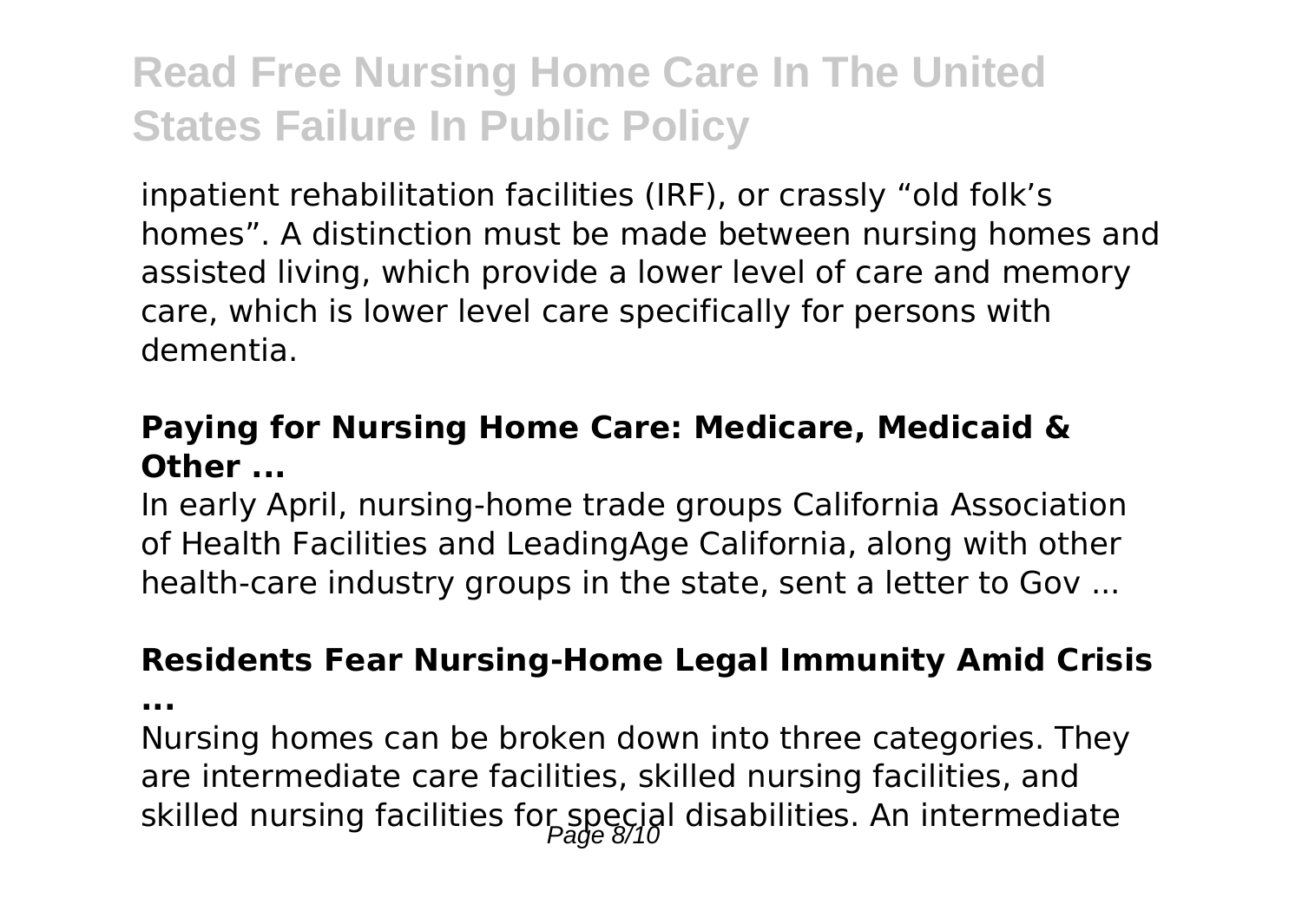inpatient rehabilitation facilities (IRF), or crassly "old folk's homes". A distinction must be made between nursing homes and assisted living, which provide a lower level of care and memory care, which is lower level care specifically for persons with dementia.

### Paying for Nursing Home Care: Medicare, Medicaid & Other ...

In early April, nursing-home trade groups California Association of Health Facilities and LeadingAge California, along with other health-care industry groups in the state, sent a letter to Gov ...

### Residents Fear Nursing-Home Legal Immunity Amid Crisis ...

Nursing homes can be broken down into three categories. They are intermediate care facilities, skilled nursing facilities, and skilled nursing facilities for special disabilities. An intermediate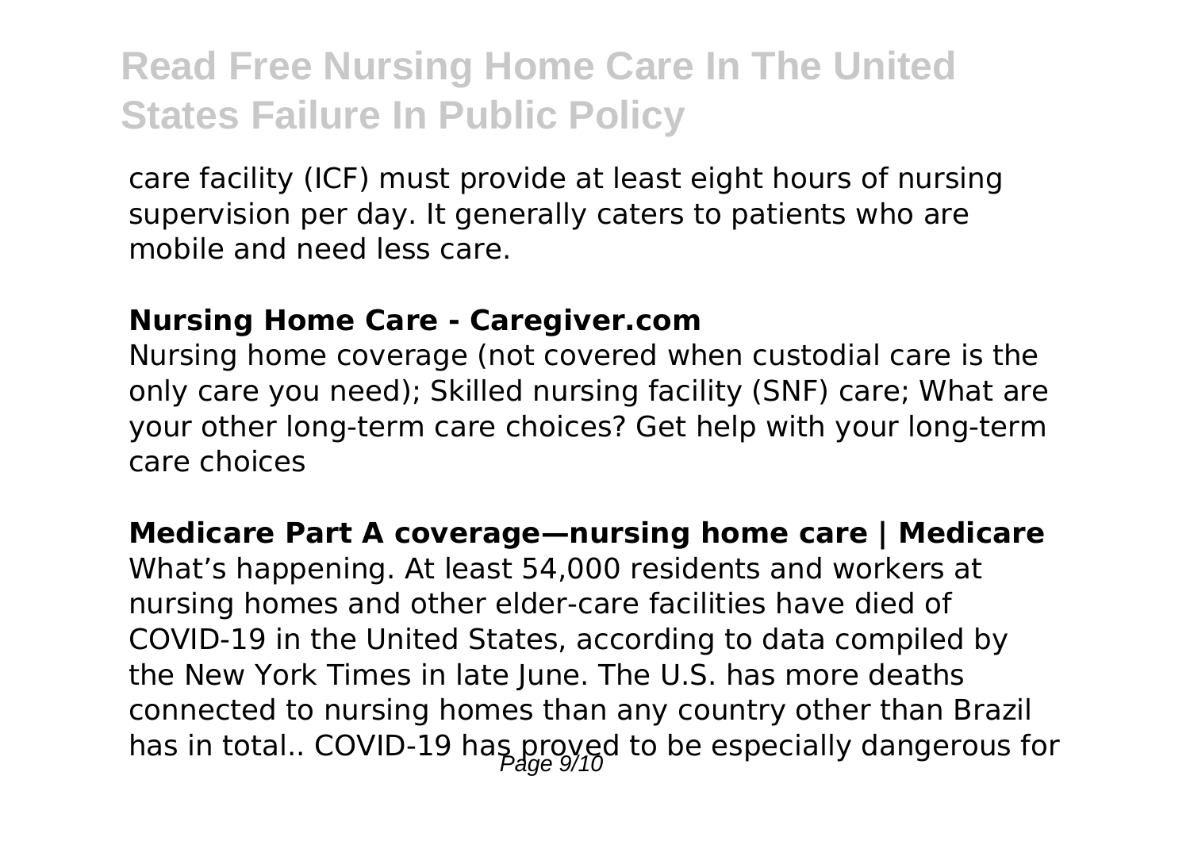care facility (ICF) must provide at least eight hours of nursing supervision per day. It generally caters to patients who are mobile and need less care.

**Nursing Home Care - Caregiver.com**

Nursing home coverage (not covered when custodial care is the only care you need); Skilled nursing facility (SNF) care; What are your other long-term care choices? Get help with your long-term care choices

**Medicare Part A coverage—nursing home care | Medicare**

What's happening. At least 54,000 residents and workers at nursing homes and other elder-care facilities have died of COVID-19 in the United States, according to data compiled by the New York Times in late June. The U.S. has more deaths connected to nursing homes than any country other than Brazil has in total.. COVID-19 has proved to be especially dangerous for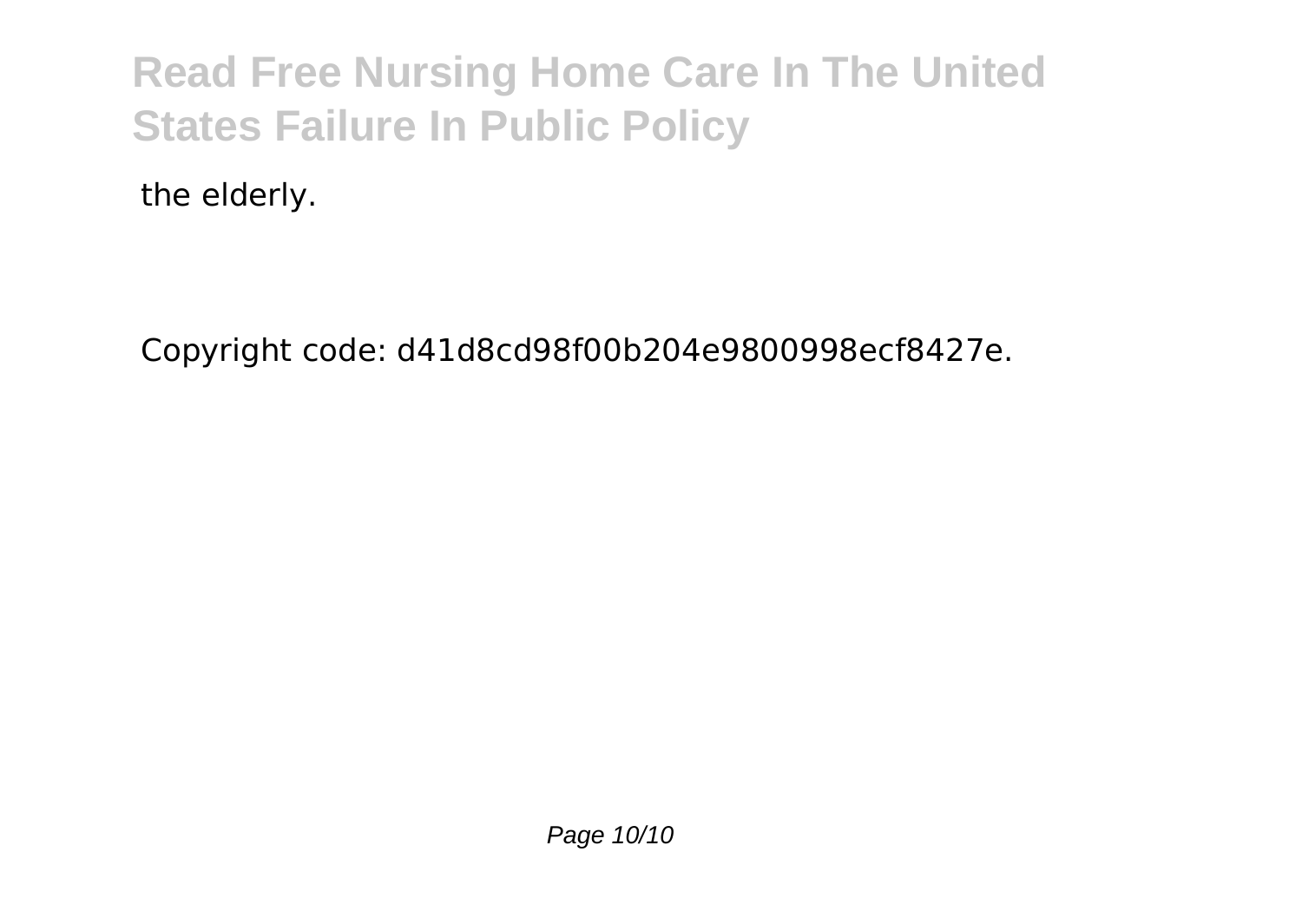the elderly.

Copyright code: d41d8cd98f00b204e9800998ecf8427e.